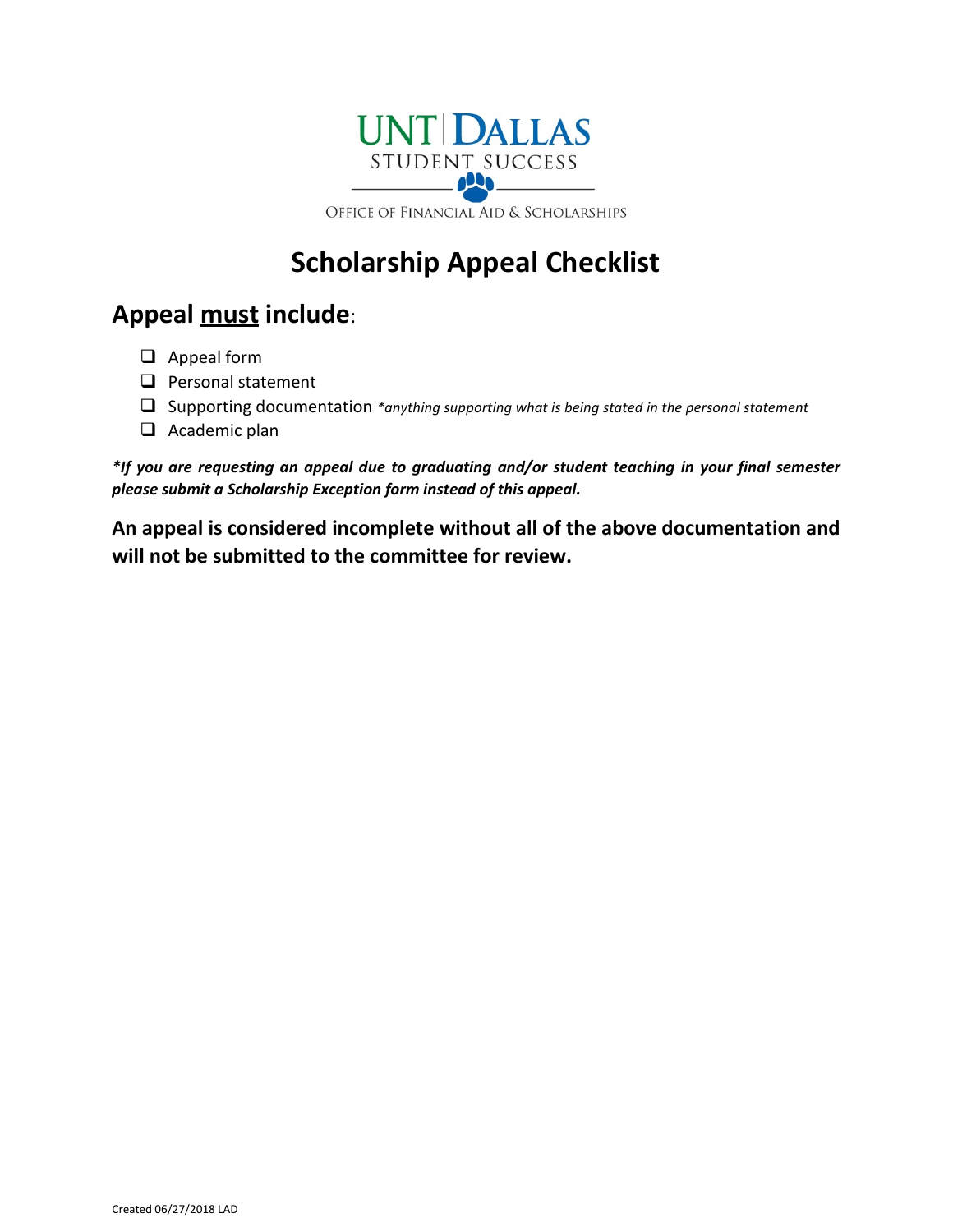UNT | DALLAS
STUDENT SUCCESS

OFFICE OF FINANCIAL AID & SCHOLARSHIPS

# Scholarship Appeal Checklist

## Appeal <u>must</u> include:

- ❑ Appeal form
- ❑ Personal statement
- ❑ Supporting documentation *\*anything supporting what is being stated in the personal statement*
- ❑ Academic plan

***\*If you are requesting an appeal due to graduating and/or student teaching in your final semester please submit a Scholarship Exception form instead of this appeal.***

**An appeal is considered incomplete without all of the above documentation and will not be submitted to the committee for review.**

Created 06/27/2018 LAD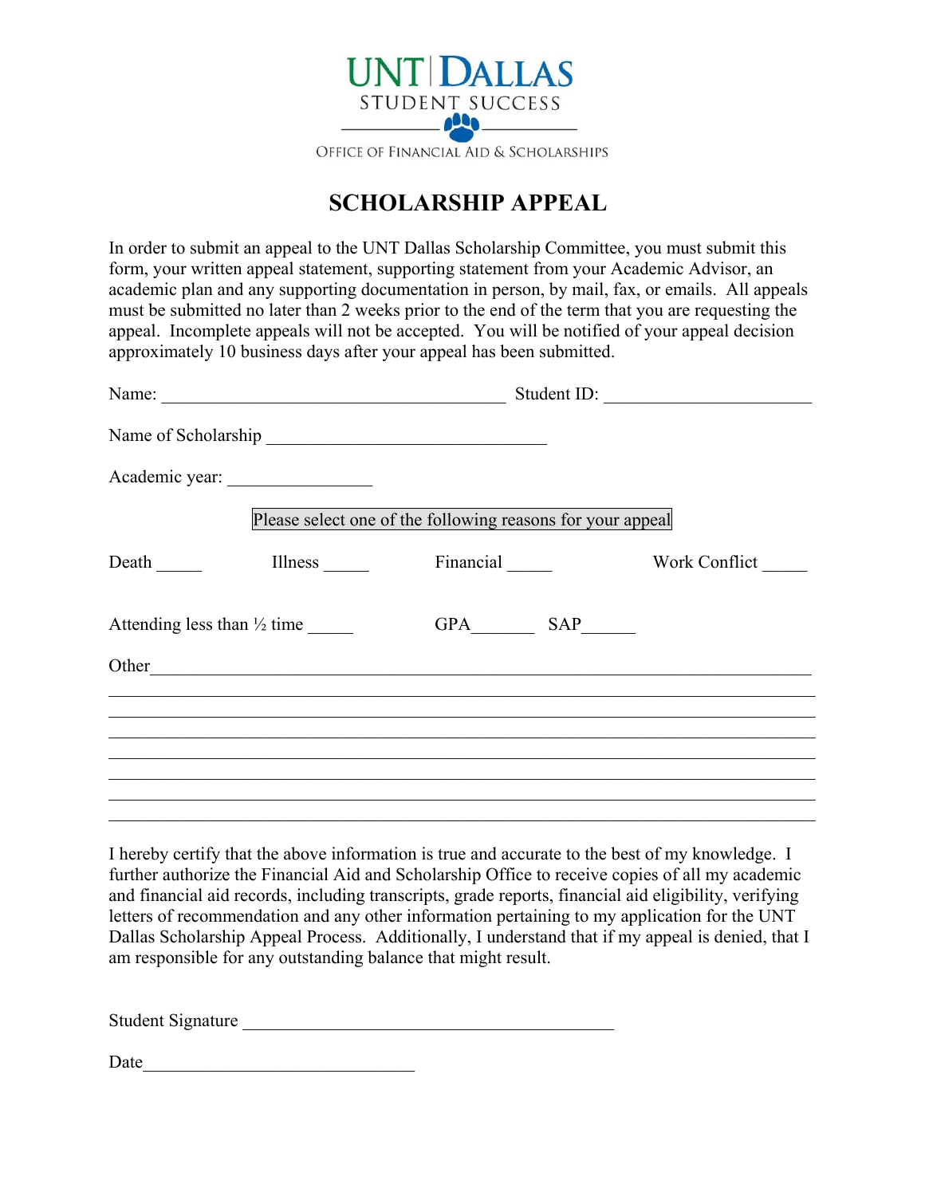UNT | DALLAS
STUDENT SUCCESS

OFFICE OF FINANCIAL AID & SCHOLARSHIPS

# SCHOLARSHIP APPEAL

In order to submit an appeal to the UNT Dallas Scholarship Committee, you must submit this form, your written appeal statement, supporting statement from your Academic Advisor, an academic plan and any supporting documentation in person, by mail, fax, or emails. All appeals must be submitted no later than 2 weeks prior to the end of the term that you are requesting the appeal. Incomplete appeals will not be accepted. You will be notified of your appeal decision approximately 10 business days after your appeal has been submitted.

Name: ______________________________________ Student ID: ______________________

Name of Scholarship ______________________________

Academic year: ______________

Please select one of the following reasons for your appeal

Death _____ Illness _____ Financial _____ Work Conflict _____

Attending less than ½ time _____ GPA_______ SAP______

Other_____________________________________________________________________

__________________________________________________________________________

__________________________________________________________________________

__________________________________________________________________________

__________________________________________________________________________

__________________________________________________________________________

__________________________________________________________________________

__________________________________________________________________________

I hereby certify that the above information is true and accurate to the best of my knowledge. I further authorize the Financial Aid and Scholarship Office to receive copies of all my academic and financial aid records, including transcripts, grade reports, financial aid eligibility, verifying letters of recommendation and any other information pertaining to my application for the UNT Dallas Scholarship Appeal Process. Additionally, I understand that if my appeal is denied, that I am responsible for any outstanding balance that might result.

Student Signature ________________________________________

Date______________________________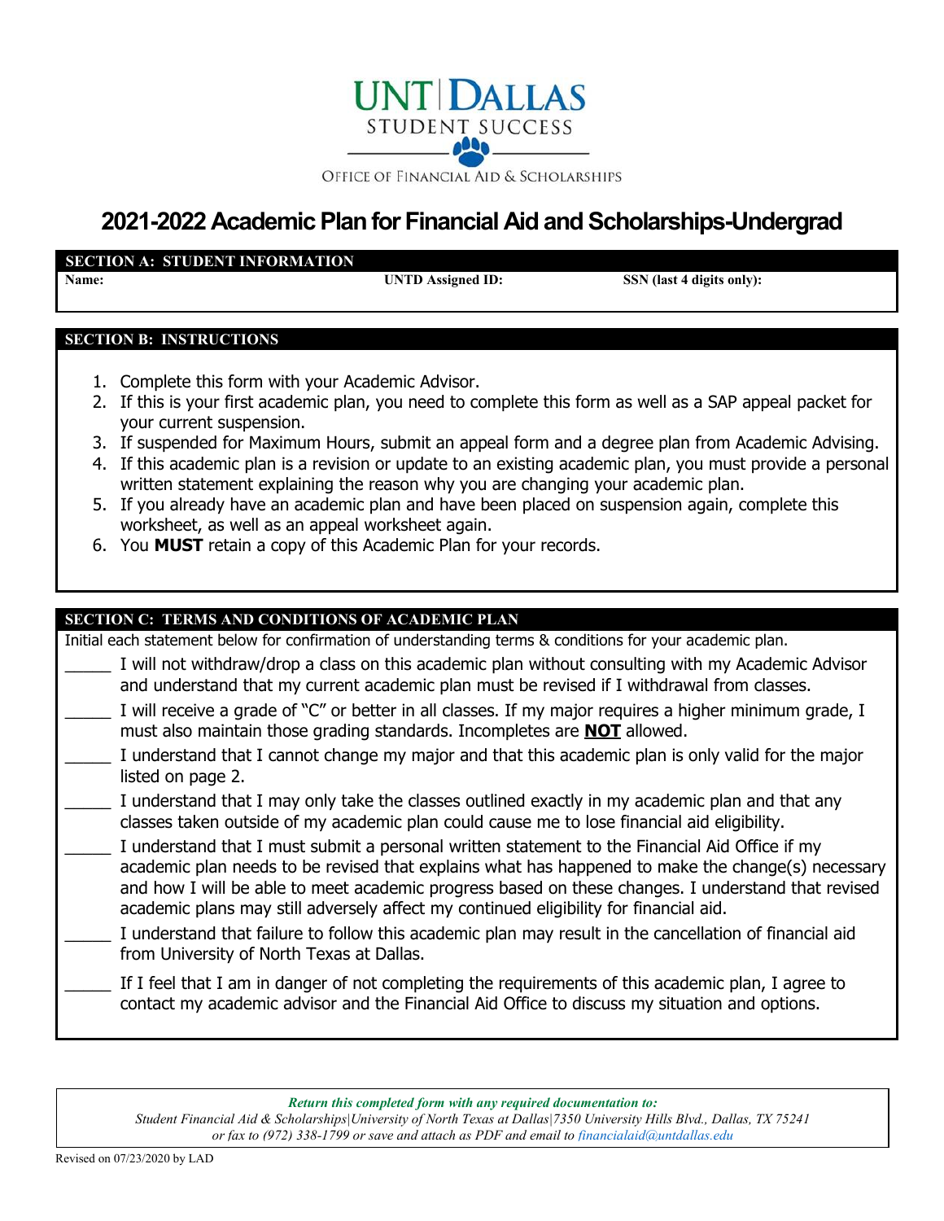UNT | DALLAS

STUDENT SUCCESS

OFFICE OF FINANCIAL AID & SCHOLARSHIPS

# 2021-2022 Academic Plan for Financial Aid and Scholarships-Undergrad

## SECTION A: STUDENT INFORMATION

**Name:** **UNTD Assigned ID:** **SSN (last 4 digits only):**

## SECTION B: INSTRUCTIONS

1. Complete this form with your Academic Advisor.
2. If this is your first academic plan, you need to complete this form as well as a SAP appeal packet for your current suspension.
3. If suspended for Maximum Hours, submit an appeal form and a degree plan from Academic Advising.
4. If this academic plan is a revision or update to an existing academic plan, you must provide a personal written statement explaining the reason why you are changing your academic plan.
5. If you already have an academic plan and have been placed on suspension again, complete this worksheet, as well as an appeal worksheet again.
6. You **MUST** retain a copy of this Academic Plan for your records.

## SECTION C: TERMS AND CONDITIONS OF ACADEMIC PLAN

Initial each statement below for confirmation of understanding terms & conditions for your academic plan.

_____ I will not withdraw/drop a class on this academic plan without consulting with my Academic Advisor and understand that my current academic plan must be revised if I withdrawal from classes.

_____ I will receive a grade of "C" or better in all classes. If my major requires a higher minimum grade, I must also maintain those grading standards. Incompletes are **NOT** allowed.

_____ I understand that I cannot change my major and that this academic plan is only valid for the major listed on page 2.

_____ I understand that I may only take the classes outlined exactly in my academic plan and that any classes taken outside of my academic plan could cause me to lose financial aid eligibility.

_____ I understand that I must submit a personal written statement to the Financial Aid Office if my academic plan needs to be revised that explains what has happened to make the change(s) necessary and how I will be able to meet academic progress based on these changes. I understand that revised academic plans may still adversely affect my continued eligibility for financial aid.

_____ I understand that failure to follow this academic plan may result in the cancellation of financial aid from University of North Texas at Dallas.

_____ If I feel that I am in danger of not completing the requirements of this academic plan, I agree to contact my academic advisor and the Financial Aid Office to discuss my situation and options.

***Return this completed form with any required documentation to:***

*Student Financial Aid & Scholarships|University of North Texas at Dallas|7350 University Hills Blvd., Dallas, TX 75241 or fax to (972) 338-1799 or save and attach as PDF and email to financialaid@untdallas.edu*

Revised on 07/23/2020 by LAD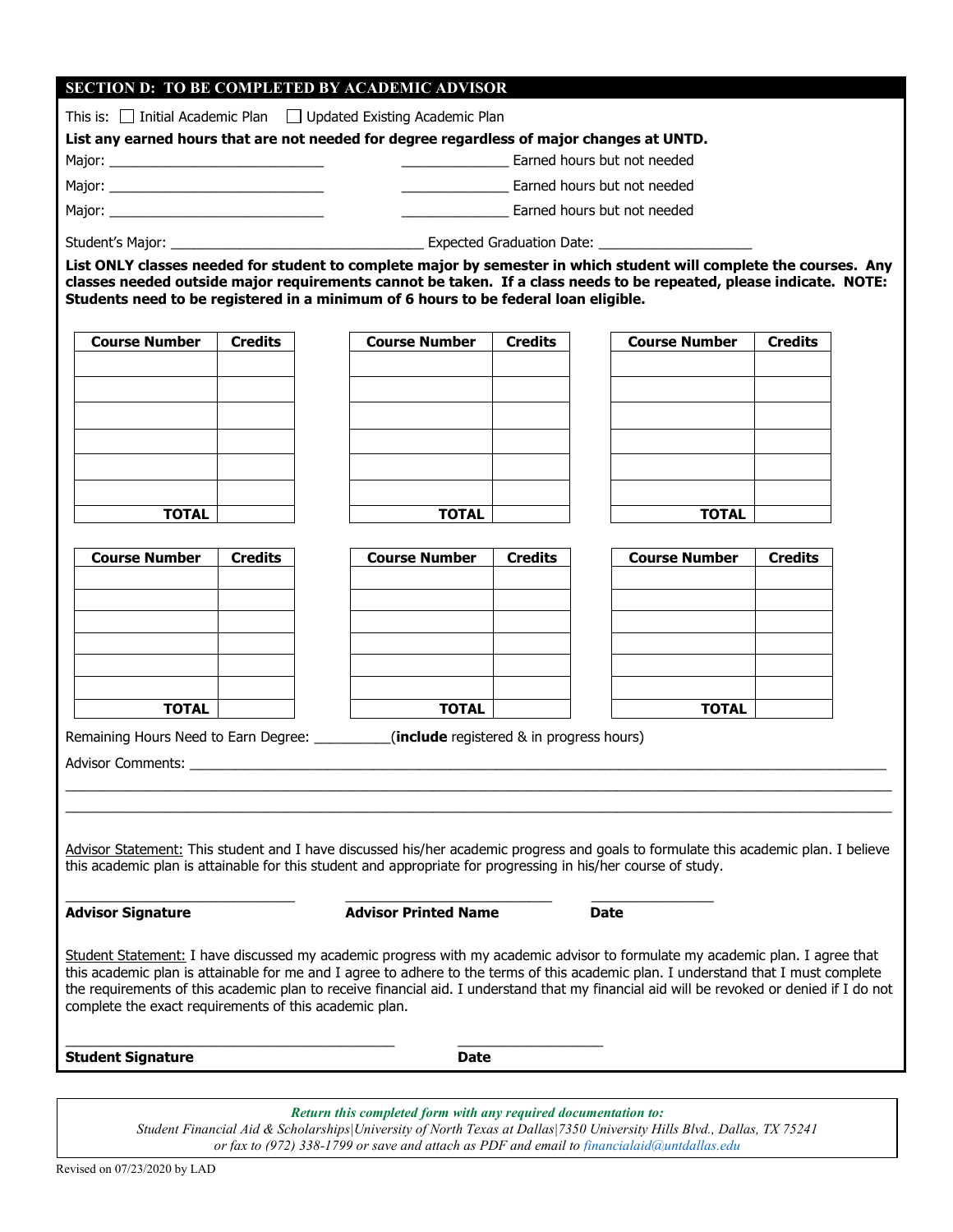## SECTION D: TO BE COMPLETED BY ACADEMIC ADVISOR

This is: ☐ Initial Academic Plan ☐ Updated Existing Academic Plan

**List any earned hours that are not needed for degree regardless of major changes at UNTD.**

Major: ____________________________ ______________ Earned hours but not needed

Major: ____________________________ ______________ Earned hours but not needed

Major: ____________________________ ______________ Earned hours but not needed

Student's Major: __________________________________ Expected Graduation Date: ____________________

**List ONLY classes needed for student to complete major by semester in which student will complete the courses. Any classes needed outside major requirements cannot be taken. If a class needs to be repeated, please indicate. NOTE: Students need to be registered in a minimum of 6 hours to be federal loan eligible.**

| Course Number | Credits |
|---|---|
| | |
| | |
| | |
| | |
| | |
| | |
| **TOTAL** | |

| Course Number | Credits |
|---|---|
| | |
| | |
| | |
| | |
| | |
| | |
| **TOTAL** | |

| Course Number | Credits |
|---|---|
| | |
| | |
| | |
| | |
| | |
| | |
| **TOTAL** | |

| Course Number | Credits |
|---|---|
| | |
| | |
| | |
| | |
| | |
| | |
| **TOTAL** | |

| Course Number | Credits |
|---|---|
| | |
| | |
| | |
| | |
| | |
| | |
| **TOTAL** | |

| Course Number | Credits |
|---|---|
| | |
| | |
| | |
| | |
| | |
| | |
| **TOTAL** | |

Remaining Hours Need to Earn Degree: __________(**include** registered & in progress hours)

Advisor Comments: ____________________________________________________________________________________________

______________________________________________________________________________________________________________

______________________________________________________________________________________________________________

Advisor Statement: This student and I have discussed his/her academic progress and goals to formulate this academic plan. I believe this academic plan is attainable for this student and appropriate for progressing in his/her course of study.

______________________________ ___________________________ ________________

**Advisor Signature** **Advisor Printed Name** **Date**

Student Statement: I have discussed my academic progress with my academic advisor to formulate my academic plan. I agree that this academic plan is attainable for me and I agree to adhere to the terms of this academic plan. I understand that I must complete the requirements of this academic plan to receive financial aid. I understand that my financial aid will be revoked or denied if I do not complete the exact requirements of this academic plan.

___________________________________________ ____________________

**Student Signature** **Date**

*Return this completed form with any required documentation to:*
*Student Financial Aid & Scholarships|University of North Texas at Dallas|7350 University Hills Blvd., Dallas, TX 75241*
*or fax to (972) 338-1799 or save and attach as PDF and email to financialaid@untdallas.edu*

Revised on 07/23/2020 by LAD